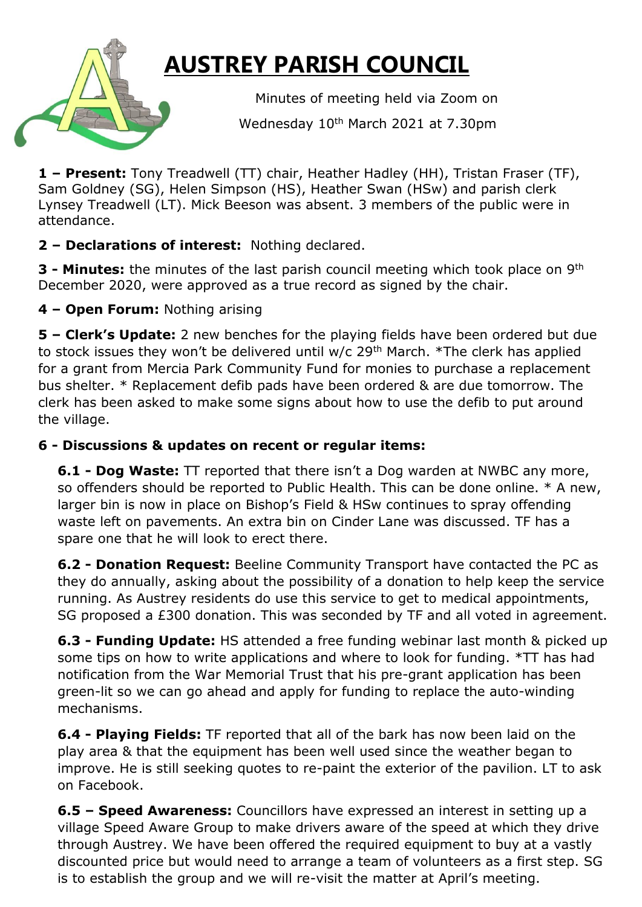# AUSTREY PARISH COUNCIL

Minutes of meeting held via Zoom on

Wednesday 10th March 2021 at 7.30pm

**1 – Present:** Tony Treadwell (TT) chair, Heather Hadley (HH), Tristan Fraser (TF), Sam Goldney (SG), Helen Simpson (HS), Heather Swan (HSw) and parish clerk Lynsey Treadwell (LT). Mick Beeson was absent. 3 members of the public were in attendance.

**2 – Declarations of interest:** Nothing declared.

**3 - Minutes:** the minutes of the last parish council meeting which took place on 9th December 2020, were approved as a true record as signed by the chair.

**4 – Open Forum:** Nothing arising

**5 – Clerk's Update:** 2 new benches for the playing fields have been ordered but due to stock issues they won't be delivered until w/c 29th March. *The clerk has applied for a grant from Mercia Park Community Fund for monies to purchase a replacement bus shelter. * Replacement defib pads have been ordered & are due tomorrow. The clerk has been asked to make some signs about how to use the defib to put around the village.

**6 - Discussions & updates on recent or regular items:**

**6.1 - Dog Waste:** TT reported that there isn't a Dog warden at NWBC any more, so offenders should be reported to Public Health. This can be done online. * A new, larger bin is now in place on Bishop's Field & HSw continues to spray offending waste left on pavements. An extra bin on Cinder Lane was discussed. TF has a spare one that he will look to erect there.

**6.2 - Donation Request:** Beeline Community Transport have contacted the PC as they do annually, asking about the possibility of a donation to help keep the service running. As Austrey residents do use this service to get to medical appointments, SG proposed a £300 donation. This was seconded by TF and all voted in agreement.

**6.3 - Funding Update:** HS attended a free funding webinar last month & picked up some tips on how to write applications and where to look for funding. *TT has had notification from the War Memorial Trust that his pre-grant application has been green-lit so we can go ahead and apply for funding to replace the auto-winding mechanisms.

**6.4 - Playing Fields:** TF reported that all of the bark has now been laid on the play area & that the equipment has been well used since the weather began to improve. He is still seeking quotes to re-paint the exterior of the pavilion. LT to ask on Facebook.

**6.5 – Speed Awareness:** Councillors have expressed an interest in setting up a village Speed Aware Group to make drivers aware of the speed at which they drive through Austrey. We have been offered the required equipment to buy at a vastly discounted price but would need to arrange a team of volunteers as a first step. SG is to establish the group and we will re-visit the matter at April's meeting.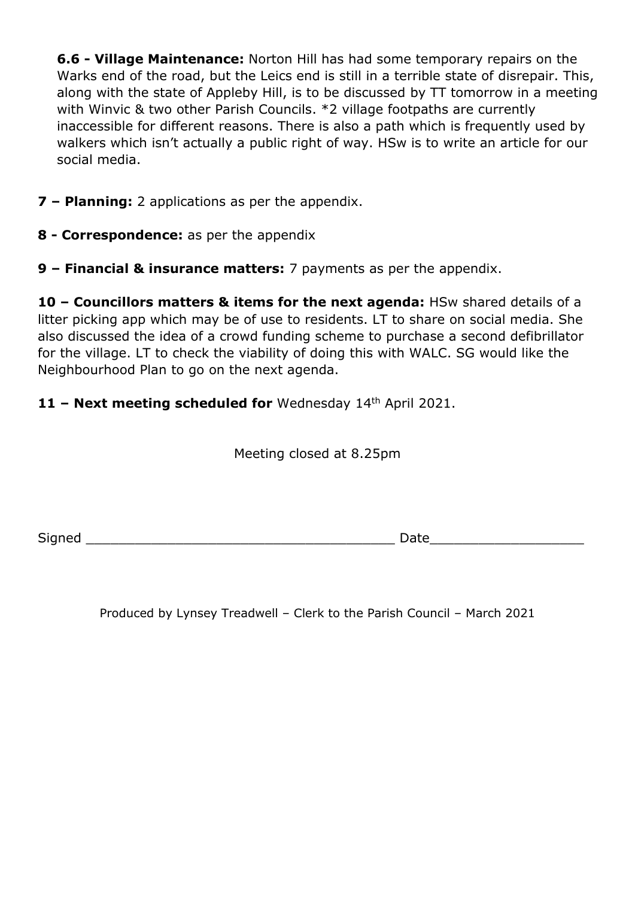**6.6 - Village Maintenance:** Norton Hill has had some temporary repairs on the Warks end of the road, but the Leics end is still in a terrible state of disrepair. This, along with the state of Appleby Hill, is to be discussed by TT tomorrow in a meeting with Winvic & two other Parish Councils. *2 village footpaths are currently inaccessible for different reasons. There is also a path which is frequently used by walkers which isn't actually a public right of way. HSw is to write an article for our social media.

**7 – Planning:** 2 applications as per the appendix.

**8 - Correspondence:** as per the appendix

**9 – Financial & insurance matters:** 7 payments as per the appendix.

**10 – Councillors matters & items for the next agenda:** HSw shared details of a litter picking app which may be of use to residents. LT to share on social media. She also discussed the idea of a crowd funding scheme to purchase a second defibrillator for the village. LT to check the viability of doing this with WALC. SG would like the Neighbourhood Plan to go on the next agenda.

**11 – Next meeting scheduled for** Wednesday 14th April 2021.

Meeting closed at 8.25pm

Signed ______________________________________ Date___________________

Produced by Lynsey Treadwell – Clerk to the Parish Council – March 2021